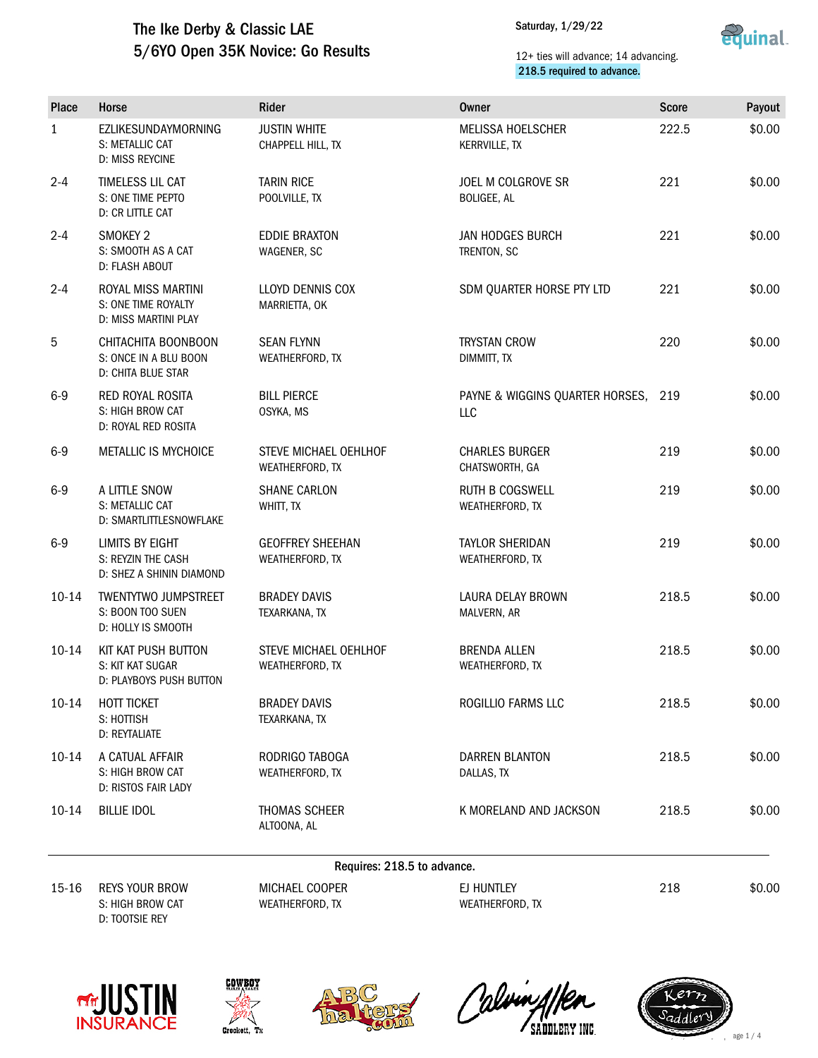# The Ike Derby & Classic LAE

## 5/6YO Open 35K Novice: Go Results

Saturday, 1/29/22

12+ ties will advance; 14 advancing.
218.5 required to advance.

| Place | Horse | Rider | Owner | Score | Payout |
|---|---|---|---|---|---|
| 1 | EZLIKESUNDAYMORNING<br>S: METALLIC CAT<br>D: MISS REYCINE | JUSTIN WHITE<br>CHAPPELL HILL, TX | MELISSA HOELSCHER<br>KERRVILLE, TX | 222.5 | $0.00 |
| 2-4 | TIMELESS LIL CAT<br>S: ONE TIME PEPTO<br>D: CR LITTLE CAT | TARIN RICE<br>POOLVILLE, TX | JOEL M COLGROVE SR<br>BOLIGEE, AL | 221 | $0.00 |
| 2-4 | SMOKEY 2<br>S: SMOOTH AS A CAT<br>D: FLASH ABOUT | EDDIE BRAXTON<br>WAGENER, SC | JAN HODGES BURCH<br>TRENTON, SC | 221 | $0.00 |
| 2-4 | ROYAL MISS MARTINI<br>S: ONE TIME ROYALTY<br>D: MISS MARTINI PLAY | LLOYD DENNIS COX<br>MARRIETTA, OK | SDM QUARTER HORSE PTY LTD | 221 | $0.00 |
| 5 | CHITACHITA BOONBOON<br>S: ONCE IN A BLU BOON<br>D: CHITA BLUE STAR | SEAN FLYNN<br>WEATHERFORD, TX | TRYSTAN CROW<br>DIMMITT, TX | 220 | $0.00 |
| 6-9 | RED ROYAL ROSITA<br>S: HIGH BROW CAT<br>D: ROYAL RED ROSITA | BILL PIERCE<br>OSYKA, MS | PAYNE & WIGGINS QUARTER HORSES, LLC | 219 | $0.00 |
| 6-9 | METALLIC IS MYCHOICE | STEVE MICHAEL OEHLHOF<br>WEATHERFORD, TX | CHARLES BURGER<br>CHATSWORTH, GA | 219 | $0.00 |
| 6-9 | A LITTLE SNOW<br>S: METALLIC CAT<br>D: SMARTLITTLESNOWFLAKE | SHANE CARLON<br>WHITT, TX | RUTH B COGSWELL<br>WEATHERFORD, TX | 219 | $0.00 |
| 6-9 | LIMITS BY EIGHT<br>S: REYZIN THE CASH<br>D: SHEZ A SHININ DIAMOND | GEOFFREY SHEEHAN<br>WEATHERFORD, TX | TAYLOR SHERIDAN<br>WEATHERFORD, TX | 219 | $0.00 |
| 10-14 | TWENTYTWO JUMPSTREET<br>S: BOON TOO SUEN<br>D: HOLLY IS SMOOTH | BRADEY DAVIS<br>TEXARKANA, TX | LAURA DELAY BROWN<br>MALVERN, AR | 218.5 | $0.00 |
| 10-14 | KIT KAT PUSH BUTTON<br>S: KIT KAT SUGAR<br>D: PLAYBOYS PUSH BUTTON | STEVE MICHAEL OEHLHOF<br>WEATHERFORD, TX | BRENDA ALLEN<br>WEATHERFORD, TX | 218.5 | $0.00 |
| 10-14 | HOTT TICKET<br>S: HOTTISH<br>D: REYTALIATE | BRADEY DAVIS<br>TEXARKANA, TX | ROGILLIO FARMS LLC | 218.5 | $0.00 |
| 10-14 | A CATUAL AFFAIR<br>S: HIGH BROW CAT<br>D: RISTOS FAIR LADY | RODRIGO TABOGA<br>WEATHERFORD, TX | DARREN BLANTON<br>DALLAS, TX | 218.5 | $0.00 |
| 10-14 | BILLIE IDOL | THOMAS SCHEER<br>ALTOONA, AL | K MORELAND AND JACKSON | 218.5 | $0.00 |

Requires: 218.5 to advance.

| Place | Horse | Rider | Owner | Score | Payout |
|---|---|---|---|---|---|
| 15-16 | REYS YOUR BROW<br>S: HIGH BROW CAT<br>D: TOOTSIE REY | MICHAEL COOPER<br>WEATHERFORD, TX | EJ HUNTLEY<br>WEATHERFORD, TX | 218 | $0.00 |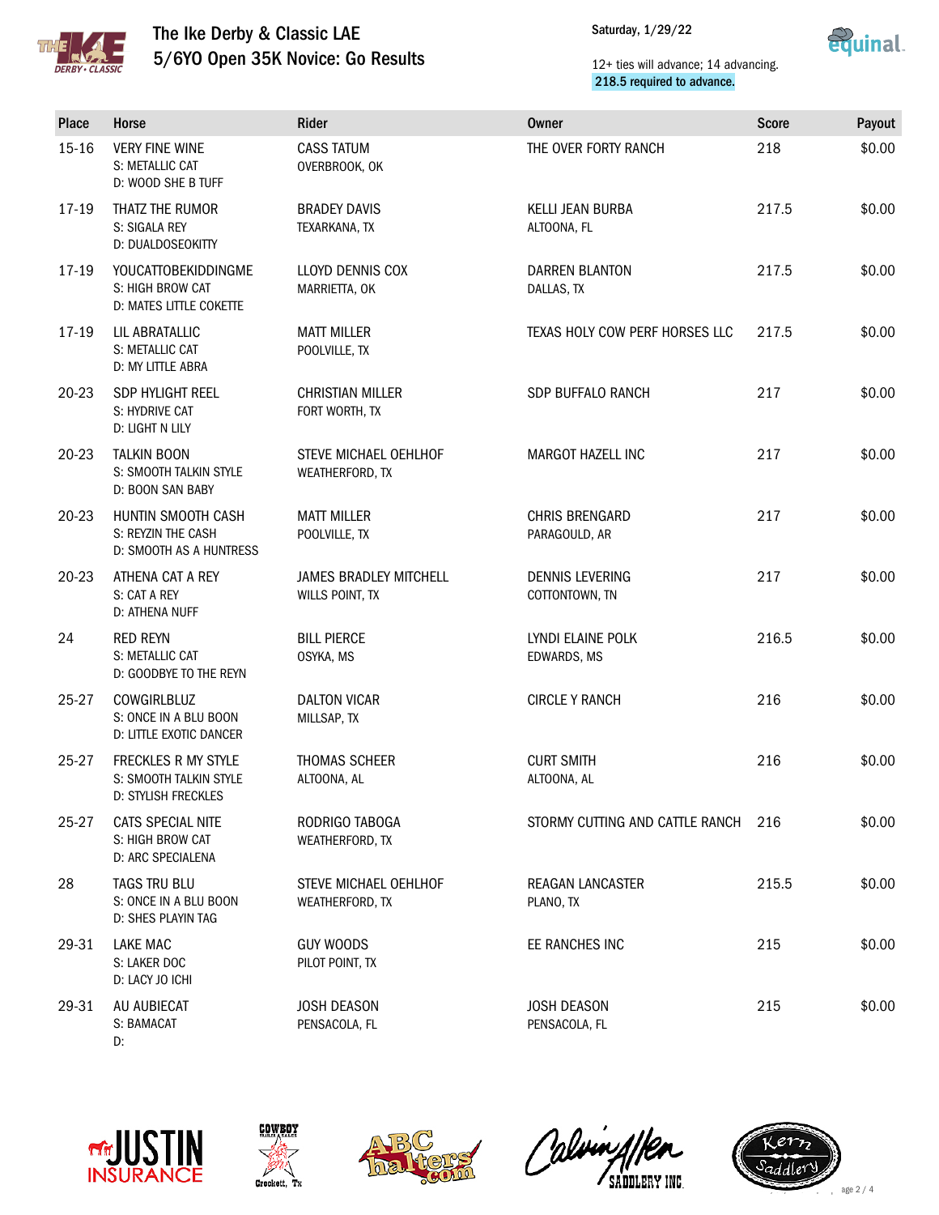# The Ike Derby & Classic LAE

## 5/6YO Open 35K Novice: Go Results

Saturday, 1/29/22

12+ ties will advance; 14 advancing.
218.5 required to advance.

| Place | Horse | Rider | Owner | Score | Payout |
|---|---|---|---|---|---|
| 15-16 | VERY FINE WINE<br>S: METALLIC CAT<br>D: WOOD SHE B TUFF | CASS TATUM<br>OVERBROOK, OK | THE OVER FORTY RANCH | 218 | $0.00 |
| 17-19 | THATZ THE RUMOR<br>S: SIGALA REY<br>D: DUALDOSEOKITTY | BRADEY DAVIS<br>TEXARKANA, TX | KELLI JEAN BURBA<br>ALTOONA, FL | 217.5 | $0.00 |
| 17-19 | YOUCATTOBEKIDDINGME<br>S: HIGH BROW CAT<br>D: MATES LITTLE COKETTE | LLOYD DENNIS COX<br>MARRIETTA, OK | DARREN BLANTON<br>DALLAS, TX | 217.5 | $0.00 |
| 17-19 | LIL ABRATALLIC<br>S: METALLIC CAT<br>D: MY LITTLE ABRA | MATT MILLER<br>POOLVILLE, TX | TEXAS HOLY COW PERF HORSES LLC | 217.5 | $0.00 |
| 20-23 | SDP HYLIGHT REEL<br>S: HYDRIVE CAT<br>D: LIGHT N LILY | CHRISTIAN MILLER<br>FORT WORTH, TX | SDP BUFFALO RANCH | 217 | $0.00 |
| 20-23 | TALKIN BOON<br>S: SMOOTH TALKIN STYLE<br>D: BOON SAN BABY | STEVE MICHAEL OEHLHOF<br>WEATHERFORD, TX | MARGOT HAZELL INC | 217 | $0.00 |
| 20-23 | HUNTIN SMOOTH CASH<br>S: REYZIN THE CASH<br>D: SMOOTH AS A HUNTRESS | MATT MILLER<br>POOLVILLE, TX | CHRIS BRENGARD<br>PARAGOULD, AR | 217 | $0.00 |
| 20-23 | ATHENA CAT A REY<br>S: CAT A REY<br>D: ATHENA NUFF | JAMES BRADLEY MITCHELL<br>WILLS POINT, TX | DENNIS LEVERING<br>COTTONTOWN, TN | 217 | $0.00 |
| 24 | RED REYN<br>S: METALLIC CAT<br>D: GOODBYE TO THE REYN | BILL PIERCE<br>OSYKA, MS | LYNDI ELAINE POLK<br>EDWARDS, MS | 216.5 | $0.00 |
| 25-27 | COWGIRLBLUZ<br>S: ONCE IN A BLU BOON<br>D: LITTLE EXOTIC DANCER | DALTON VICAR<br>MILLSAP, TX | CIRCLE Y RANCH | 216 | $0.00 |
| 25-27 | FRECKLES R MY STYLE<br>S: SMOOTH TALKIN STYLE<br>D: STYLISH FRECKLES | THOMAS SCHEER<br>ALTOONA, AL | CURT SMITH<br>ALTOONA, AL | 216 | $0.00 |
| 25-27 | CATS SPECIAL NITE<br>S: HIGH BROW CAT<br>D: ARC SPECIALENA | RODRIGO TABOGA<br>WEATHERFORD, TX | STORMY CUTTING AND CATTLE RANCH | 216 | $0.00 |
| 28 | TAGS TRU BLU<br>S: ONCE IN A BLU BOON<br>D: SHES PLAYIN TAG | STEVE MICHAEL OEHLHOF<br>WEATHERFORD, TX | REAGAN LANCASTER<br>PLANO, TX | 215.5 | $0.00 |
| 29-31 | LAKE MAC<br>S: LAKER DOC<br>D: LACY JO ICHI | GUY WOODS<br>PILOT POINT, TX | EE RANCHES INC | 215 | $0.00 |
| 29-31 | AU AUBIECAT<br>S: BAMACAT<br>D: | JOSH DEASON<br>PENSACOLA, FL | JOSH DEASON<br>PENSACOLA, FL | 215 | $0.00 |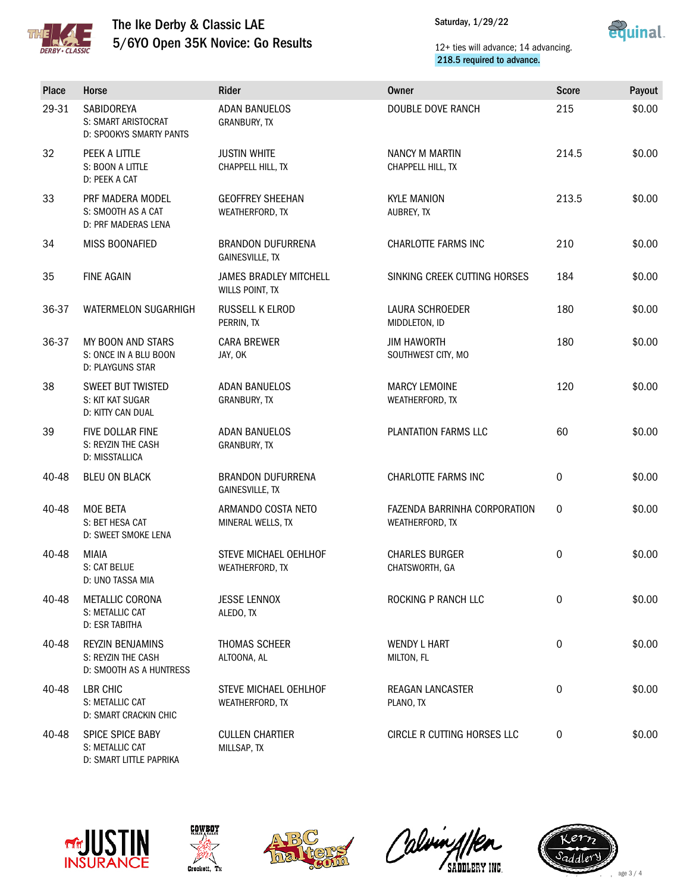# The Ike Derby & Classic LAE

## 5/6YO Open 35K Novice: Go Results

Saturday, 1/29/22

12+ ties will advance; 14 advancing.
218.5 required to advance.

| Place | Horse | Rider | Owner | Score | Payout |
|---|---|---|---|---|---|
| 29-31 | SABIDOREYA<br>S: SMART ARISTOCRAT<br>D: SPOOKYS SMARTY PANTS | ADAN BANUELOS<br>GRANBURY, TX | DOUBLE DOVE RANCH | 215 | $0.00 |
| 32 | PEEK A LITTLE<br>S: BOON A LITTLE<br>D: PEEK A CAT | JUSTIN WHITE<br>CHAPPELL HILL, TX | NANCY M MARTIN<br>CHAPPELL HILL, TX | 214.5 | $0.00 |
| 33 | PRF MADERA MODEL<br>S: SMOOTH AS A CAT<br>D: PRF MADERAS LENA | GEOFFREY SHEEHAN<br>WEATHERFORD, TX | KYLE MANION<br>AUBREY, TX | 213.5 | $0.00 |
| 34 | MISS BOONAFIED | BRANDON DUFURRENA<br>GAINESVILLE, TX | CHARLOTTE FARMS INC | 210 | $0.00 |
| 35 | FINE AGAIN | JAMES BRADLEY MITCHELL<br>WILLS POINT, TX | SINKING CREEK CUTTING HORSES | 184 | $0.00 |
| 36-37 | WATERMELON SUGARHIGH | RUSSELL K ELROD<br>PERRIN, TX | LAURA SCHROEDER<br>MIDDLETON, ID | 180 | $0.00 |
| 36-37 | MY BOON AND STARS<br>S: ONCE IN A BLU BOON<br>D: PLAYGUNS STAR | CARA BREWER<br>JAY, OK | JIM HAWORTH<br>SOUTHWEST CITY, MO | 180 | $0.00 |
| 38 | SWEET BUT TWISTED<br>S: KIT KAT SUGAR<br>D: KITTY CAN DUAL | ADAN BANUELOS<br>GRANBURY, TX | MARCY LEMOINE<br>WEATHERFORD, TX | 120 | $0.00 |
| 39 | FIVE DOLLAR FINE<br>S: REYZIN THE CASH<br>D: MISSTALLICA | ADAN BANUELOS<br>GRANBURY, TX | PLANTATION FARMS LLC | 60 | $0.00 |
| 40-48 | BLEU ON BLACK | BRANDON DUFURRENA<br>GAINESVILLE, TX | CHARLOTTE FARMS INC | 0 | $0.00 |
| 40-48 | MOE BETA<br>S: BET HESA CAT<br>D: SWEET SMOKE LENA | ARMANDO COSTA NETO<br>MINERAL WELLS, TX | FAZENDA BARRINHA CORPORATION<br>WEATHERFORD, TX | 0 | $0.00 |
| 40-48 | MIAIA<br>S: CAT BELUE<br>D: UNO TASSA MIA | STEVE MICHAEL OEHLHOF<br>WEATHERFORD, TX | CHARLES BURGER<br>CHATSWORTH, GA | 0 | $0.00 |
| 40-48 | METALLIC CORONA<br>S: METALLIC CAT<br>D: ESR TABITHA | JESSE LENNOX<br>ALEDO, TX | ROCKING P RANCH LLC | 0 | $0.00 |
| 40-48 | REYZIN BENJAMINS<br>S: REYZIN THE CASH<br>D: SMOOTH AS A HUNTRESS | THOMAS SCHEER<br>ALTOONA, AL | WENDY L HART<br>MILTON, FL | 0 | $0.00 |
| 40-48 | LBR CHIC<br>S: METALLIC CAT<br>D: SMART CRACKIN CHIC | STEVE MICHAEL OEHLHOF<br>WEATHERFORD, TX | REAGAN LANCASTER<br>PLANO, TX | 0 | $0.00 |
| 40-48 | SPICE SPICE BABY<br>S: METALLIC CAT<br>D: SMART LITTLE PAPRIKA | CULLEN CHARTIER<br>MILLSAP, TX | CIRCLE R CUTTING HORSES LLC | 0 | $0.00 |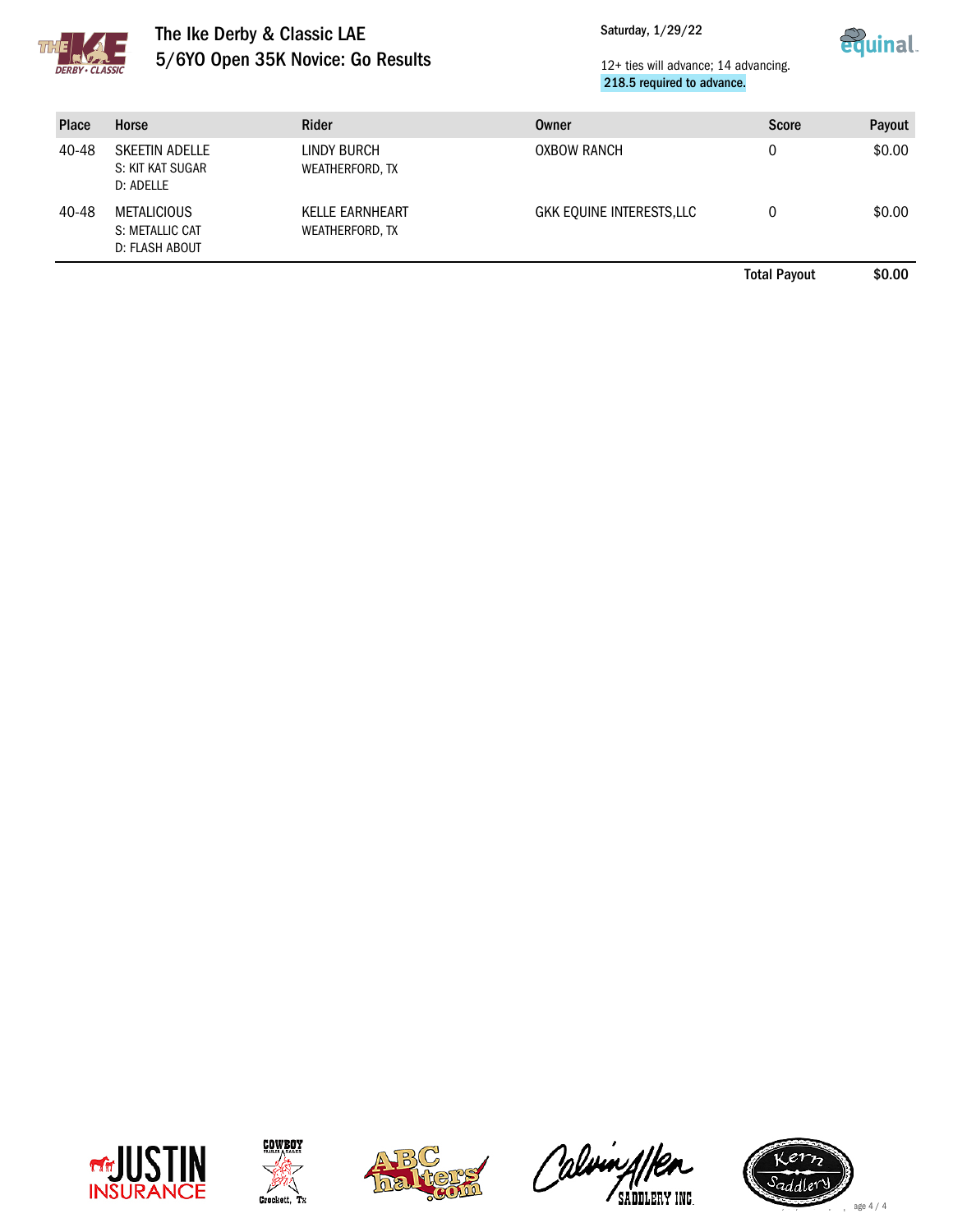# The Ike Derby & Classic LAE

## 5/6YO Open 35K Novice: Go Results

Saturday, 1/29/22

12+ ties will advance; 14 advancing.
218.5 required to advance.

| Place | Horse | Rider | Owner | Score | Payout |
|---|---|---|---|---|---|
| 40-48 | SKEETIN ADELLE<br>S: KIT KAT SUGAR<br>D: ADELLE | LINDY BURCH<br>WEATHERFORD, TX | OXBOW RANCH | 0 | $0.00 |
| 40-48 | METALICIOUS<br>S: METALLIC CAT<br>D: FLASH ABOUT | KELLE EARNHEART<br>WEATHERFORD, TX | GKK EQUINE INTERESTS,LLC | 0 | $0.00 |
| | | | | Total Payout | $0.00 |